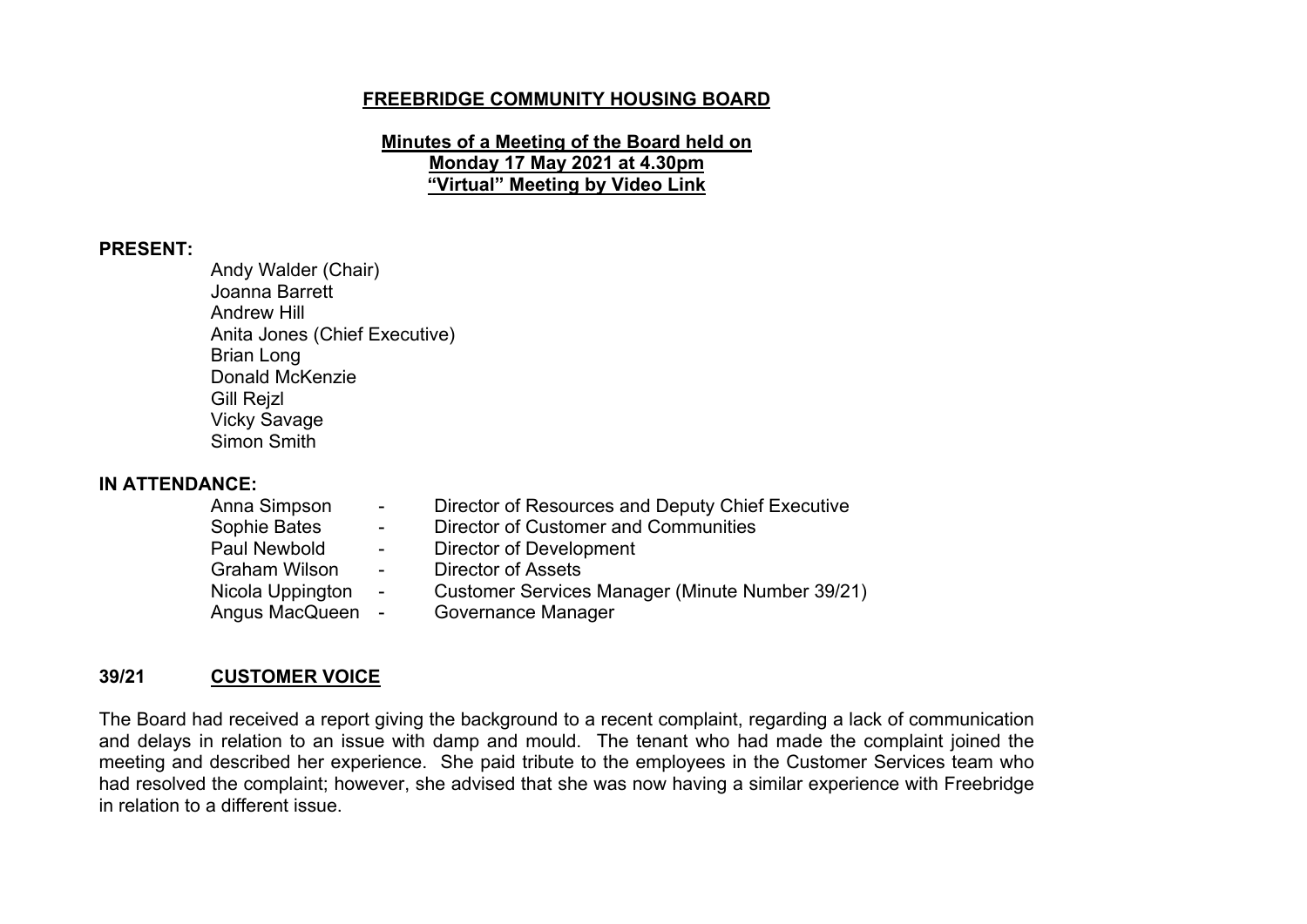# FREEBRIDGE COMMUNITY HOUSING BOARD

## Minutes of a Meeting of the Board held on Monday 17 May 2021 at 4.30pm "Virtual" Meeting by Video Link

**PRESENT:**

Andy Walder (Chair)
Joanna Barrett
Andrew Hill
Anita Jones (Chief Executive)
Brian Long
Donald McKenzie
Gill Rejzl
Vicky Savage
Simon Smith

**IN ATTENDANCE:**

| | | |
|---|---|---|
| Anna Simpson | - | Director of Resources and Deputy Chief Executive |
| Sophie Bates | - | Director of Customer and Communities |
| Paul Newbold | - | Director of Development |
| Graham Wilson | - | Director of Assets |
| Nicola Uppington | - | Customer Services Manager (Minute Number 39/21) |
| Angus MacQueen | - | Governance Manager |

### 39/21 CUSTOMER VOICE

The Board had received a report giving the background to a recent complaint, regarding a lack of communication and delays in relation to an issue with damp and mould. The tenant who had made the complaint joined the meeting and described her experience. She paid tribute to the employees in the Customer Services team who had resolved the complaint; however, she advised that she was now having a similar experience with Freebridge in relation to a different issue.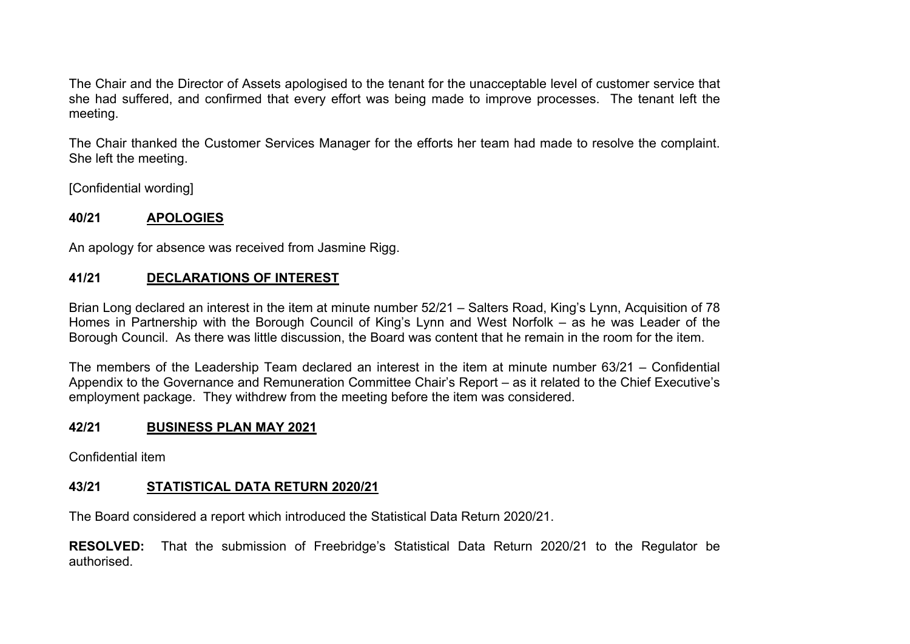The Chair and the Director of Assets apologised to the tenant for the unacceptable level of customer service that she had suffered, and confirmed that every effort was being made to improve processes. The tenant left the meeting.

The Chair thanked the Customer Services Manager for the efforts her team had made to resolve the complaint. She left the meeting.

[Confidential wording]

## 40/21 APOLOGIES

An apology for absence was received from Jasmine Rigg.

## 41/21 DECLARATIONS OF INTEREST

Brian Long declared an interest in the item at minute number 52/21 – Salters Road, King's Lynn, Acquisition of 78 Homes in Partnership with the Borough Council of King's Lynn and West Norfolk – as he was Leader of the Borough Council. As there was little discussion, the Board was content that he remain in the room for the item.

The members of the Leadership Team declared an interest in the item at minute number 63/21 – Confidential Appendix to the Governance and Remuneration Committee Chair's Report – as it related to the Chief Executive's employment package. They withdrew from the meeting before the item was considered.

## 42/21 BUSINESS PLAN MAY 2021

Confidential item

## 43/21 STATISTICAL DATA RETURN 2020/21

The Board considered a report which introduced the Statistical Data Return 2020/21.

**RESOLVED:** That the submission of Freebridge's Statistical Data Return 2020/21 to the Regulator be authorised.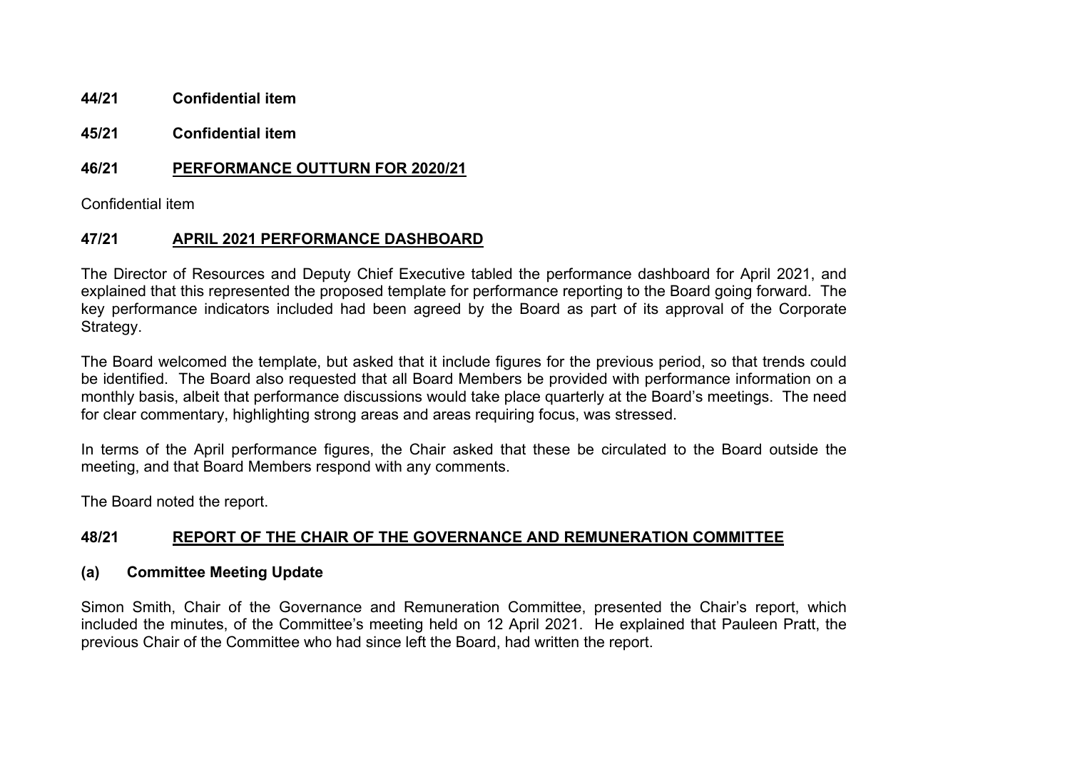**44/21 Confidential item**

**45/21 Confidential item**

## 46/21 PERFORMANCE OUTTURN FOR 2020/21

Confidential item

## 47/21 APRIL 2021 PERFORMANCE DASHBOARD

The Director of Resources and Deputy Chief Executive tabled the performance dashboard for April 2021, and explained that this represented the proposed template for performance reporting to the Board going forward. The key performance indicators included had been agreed by the Board as part of its approval of the Corporate Strategy.

The Board welcomed the template, but asked that it include figures for the previous period, so that trends could be identified. The Board also requested that all Board Members be provided with performance information on a monthly basis, albeit that performance discussions would take place quarterly at the Board's meetings. The need for clear commentary, highlighting strong areas and areas requiring focus, was stressed.

In terms of the April performance figures, the Chair asked that these be circulated to the Board outside the meeting, and that Board Members respond with any comments.

The Board noted the report.

## 48/21 REPORT OF THE CHAIR OF THE GOVERNANCE AND REMUNERATION COMMITTEE

### (a) Committee Meeting Update

Simon Smith, Chair of the Governance and Remuneration Committee, presented the Chair's report, which included the minutes, of the Committee's meeting held on 12 April 2021. He explained that Pauleen Pratt, the previous Chair of the Committee who had since left the Board, had written the report.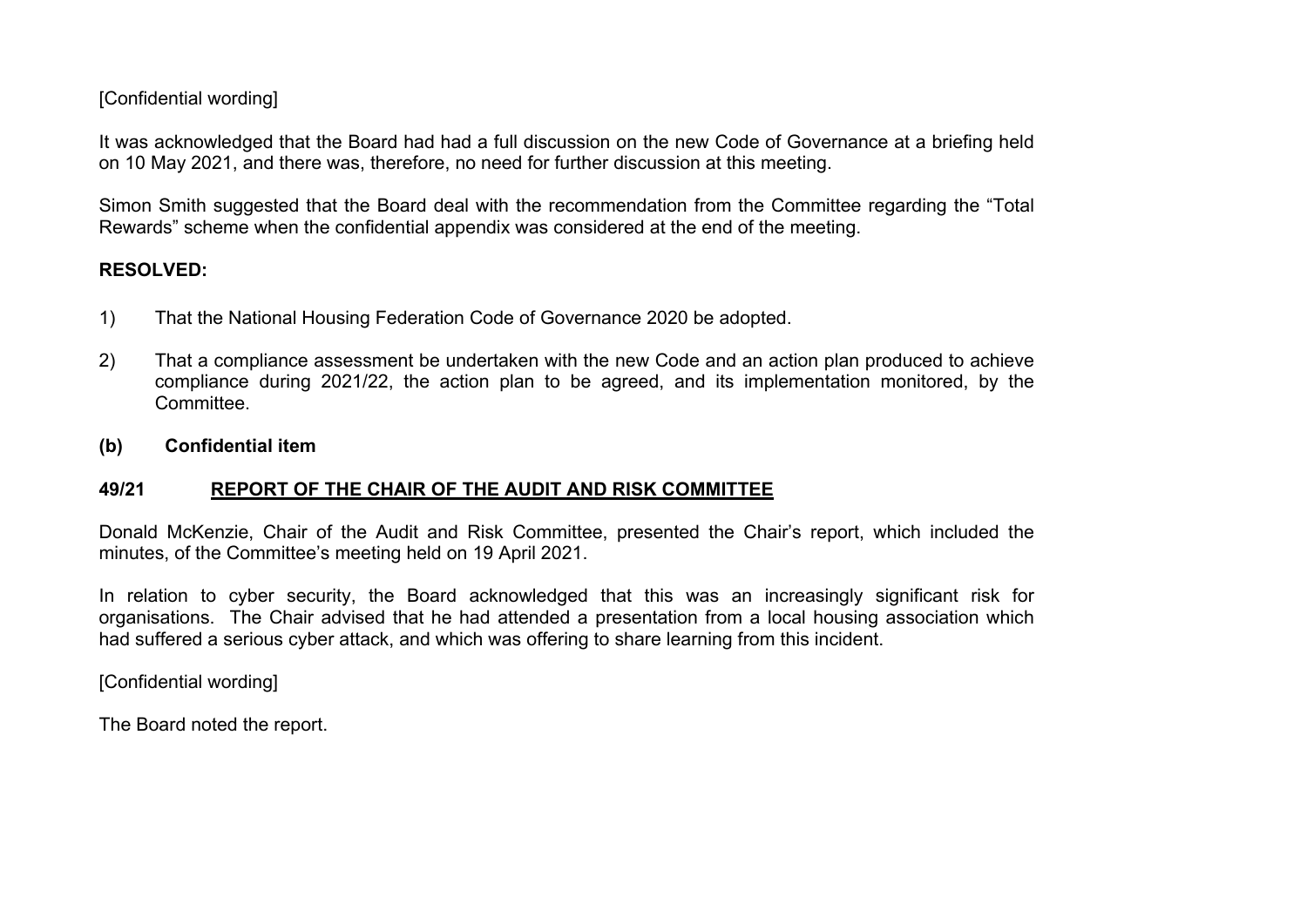[Confidential wording]

It was acknowledged that the Board had had a full discussion on the new Code of Governance at a briefing held on 10 May 2021, and there was, therefore, no need for further discussion at this meeting.

Simon Smith suggested that the Board deal with the recommendation from the Committee regarding the "Total Rewards" scheme when the confidential appendix was considered at the end of the meeting.

**RESOLVED:**

1) That the National Housing Federation Code of Governance 2020 be adopted.

2) That a compliance assessment be undertaken with the new Code and an action plan produced to achieve compliance during 2021/22, the action plan to be agreed, and its implementation monitored, by the Committee.

**(b) Confidential item**

## 49/21 REPORT OF THE CHAIR OF THE AUDIT AND RISK COMMITTEE

Donald McKenzie, Chair of the Audit and Risk Committee, presented the Chair's report, which included the minutes, of the Committee's meeting held on 19 April 2021.

In relation to cyber security, the Board acknowledged that this was an increasingly significant risk for organisations. The Chair advised that he had attended a presentation from a local housing association which had suffered a serious cyber attack, and which was offering to share learning from this incident.

[Confidential wording]

The Board noted the report.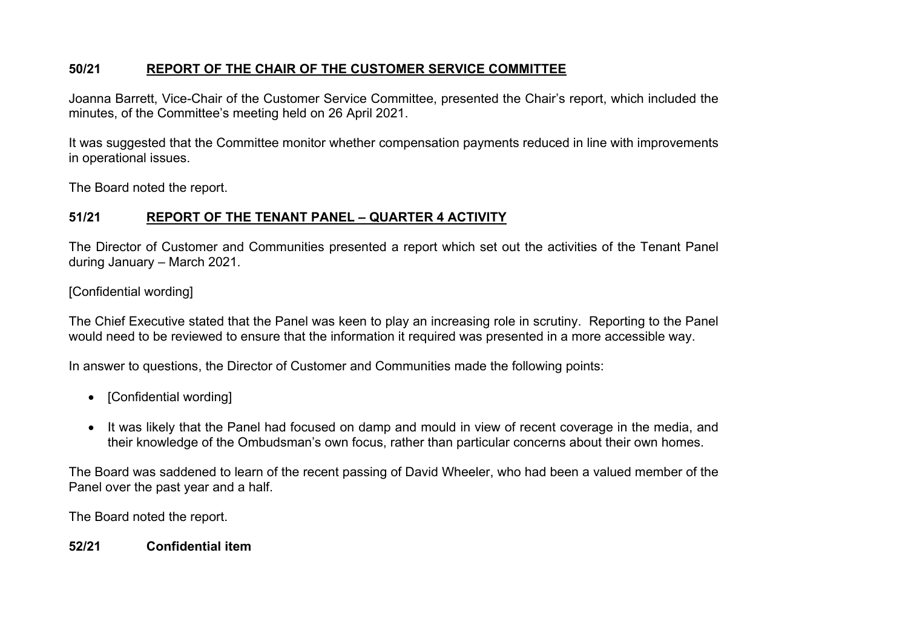## 50/21 REPORT OF THE CHAIR OF THE CUSTOMER SERVICE COMMITTEE

Joanna Barrett, Vice-Chair of the Customer Service Committee, presented the Chair's report, which included the minutes, of the Committee's meeting held on 26 April 2021.

It was suggested that the Committee monitor whether compensation payments reduced in line with improvements in operational issues.

The Board noted the report.

## 51/21 REPORT OF THE TENANT PANEL – QUARTER 4 ACTIVITY

The Director of Customer and Communities presented a report which set out the activities of the Tenant Panel during January – March 2021.

[Confidential wording]

The Chief Executive stated that the Panel was keen to play an increasing role in scrutiny. Reporting to the Panel would need to be reviewed to ensure that the information it required was presented in a more accessible way.

In answer to questions, the Director of Customer and Communities made the following points:

- [Confidential wording]
- It was likely that the Panel had focused on damp and mould in view of recent coverage in the media, and their knowledge of the Ombudsman's own focus, rather than particular concerns about their own homes.

The Board was saddened to learn of the recent passing of David Wheeler, who had been a valued member of the Panel over the past year and a half.

The Board noted the report.

## 52/21 Confidential item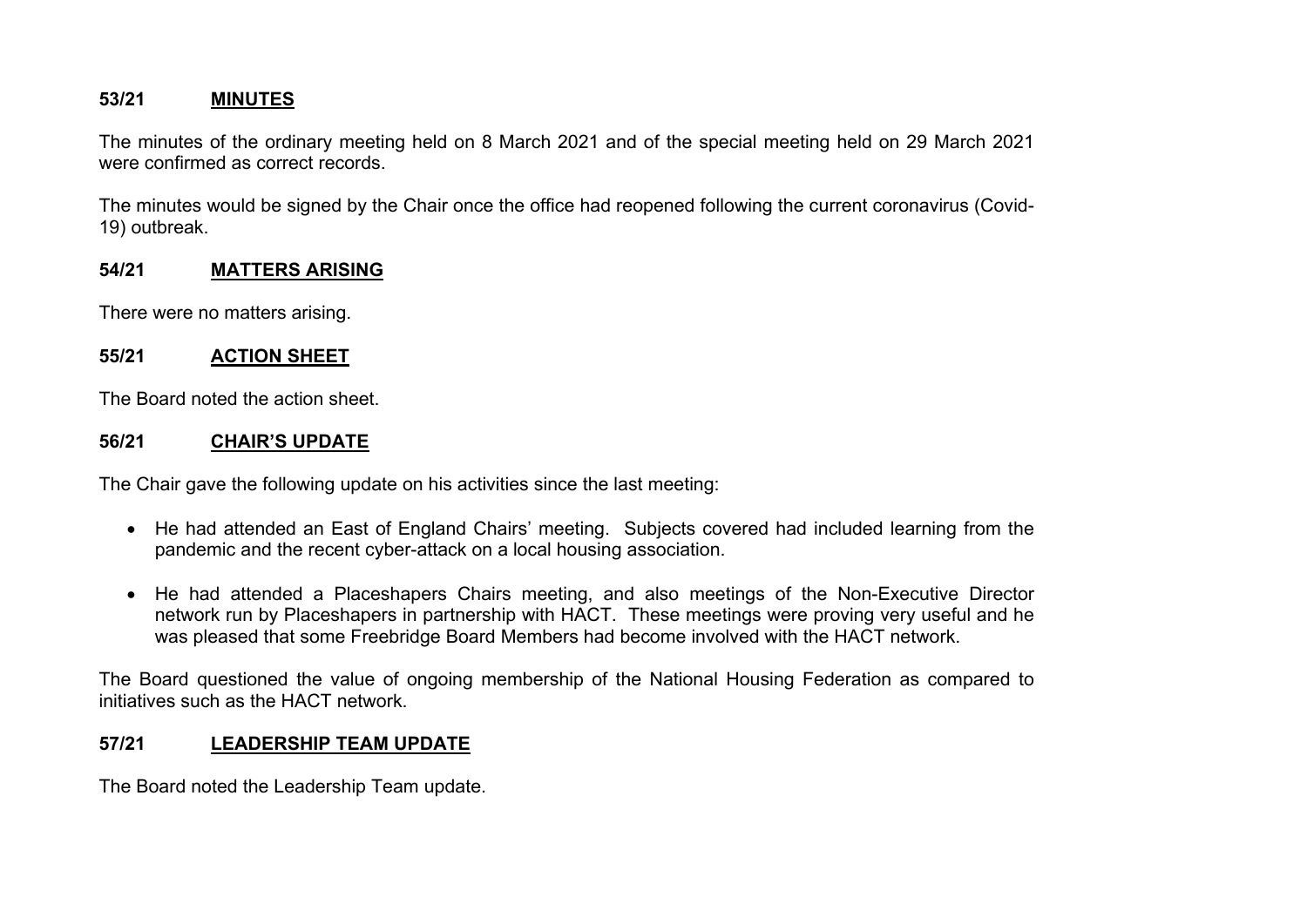## 53/21 MINUTES

The minutes of the ordinary meeting held on 8 March 2021 and of the special meeting held on 29 March 2021 were confirmed as correct records.

The minutes would be signed by the Chair once the office had reopened following the current coronavirus (Covid-19) outbreak.

## 54/21 MATTERS ARISING

There were no matters arising.

## 55/21 ACTION SHEET

The Board noted the action sheet.

## 56/21 CHAIR'S UPDATE

The Chair gave the following update on his activities since the last meeting:

- He had attended an East of England Chairs' meeting. Subjects covered had included learning from the pandemic and the recent cyber-attack on a local housing association.
- He had attended a Placeshapers Chairs meeting, and also meetings of the Non-Executive Director network run by Placeshapers in partnership with HACT. These meetings were proving very useful and he was pleased that some Freebridge Board Members had become involved with the HACT network.

The Board questioned the value of ongoing membership of the National Housing Federation as compared to initiatives such as the HACT network.

## 57/21 LEADERSHIP TEAM UPDATE

The Board noted the Leadership Team update.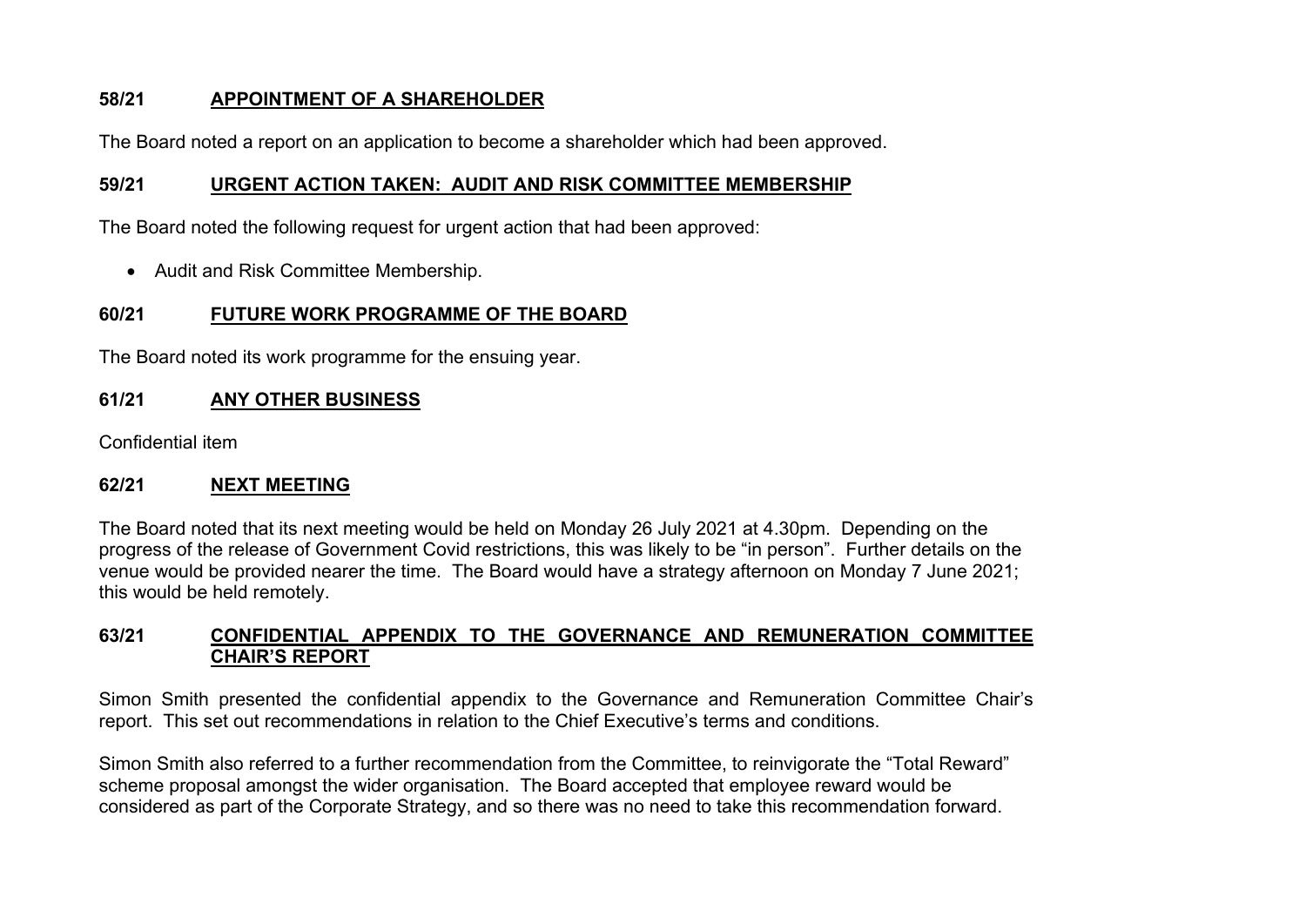**58/21 APPOINTMENT OF A SHAREHOLDER**

The Board noted a report on an application to become a shareholder which had been approved.

**59/21 URGENT ACTION TAKEN: AUDIT AND RISK COMMITTEE MEMBERSHIP**

The Board noted the following request for urgent action that had been approved:

- Audit and Risk Committee Membership.

**60/21 FUTURE WORK PROGRAMME OF THE BOARD**

The Board noted its work programme for the ensuing year.

**61/21 ANY OTHER BUSINESS**

Confidential item

**62/21 NEXT MEETING**

The Board noted that its next meeting would be held on Monday 26 July 2021 at 4.30pm. Depending on the progress of the release of Government Covid restrictions, this was likely to be "in person". Further details on the venue would be provided nearer the time. The Board would have a strategy afternoon on Monday 7 June 2021; this would be held remotely.

**63/21 CONFIDENTIAL APPENDIX TO THE GOVERNANCE AND REMUNERATION COMMITTEE CHAIR'S REPORT**

Simon Smith presented the confidential appendix to the Governance and Remuneration Committee Chair's report. This set out recommendations in relation to the Chief Executive's terms and conditions.

Simon Smith also referred to a further recommendation from the Committee, to reinvigorate the "Total Reward" scheme proposal amongst the wider organisation. The Board accepted that employee reward would be considered as part of the Corporate Strategy, and so there was no need to take this recommendation forward.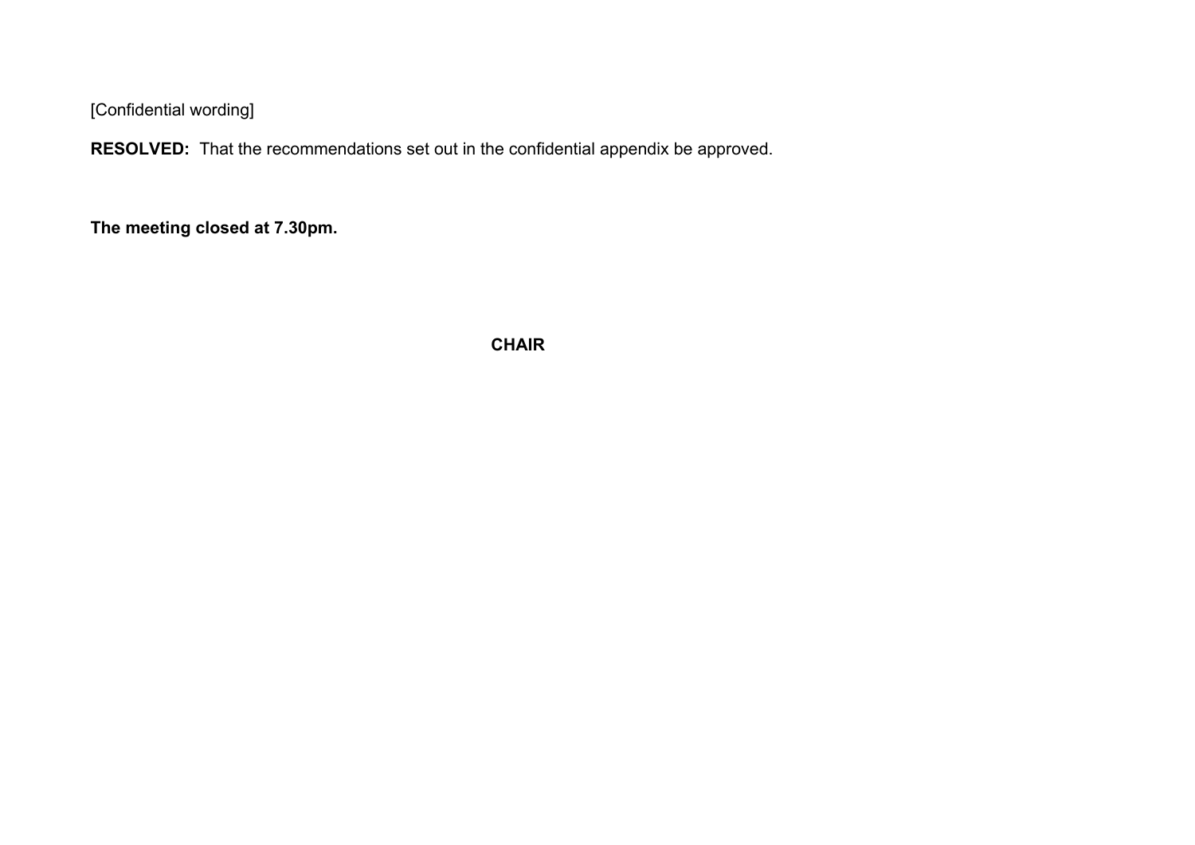[Confidential wording]

**RESOLVED:** That the recommendations set out in the confidential appendix be approved.

**The meeting closed at 7.30pm.**

**CHAIR**